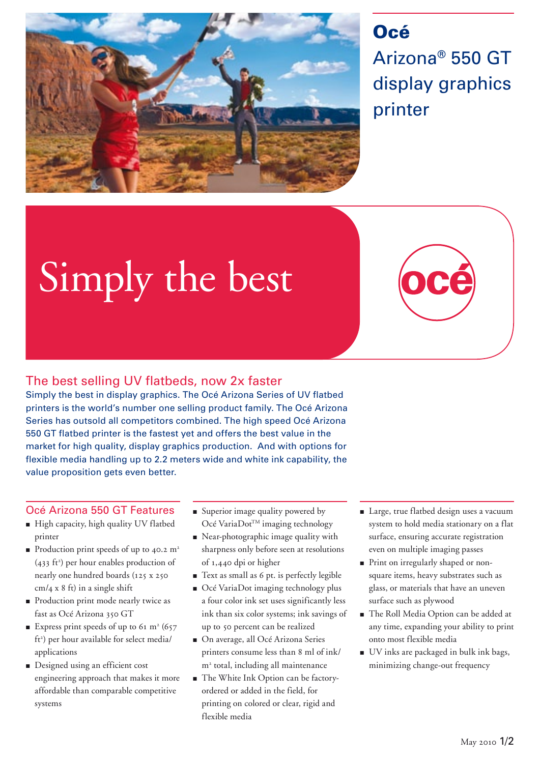# Océ

## Arizona® 550 GT display graphics printer

# Simply the best

océ

## The best selling UV flatbeds, now 2x faster

Simply the best in display graphics. The Océ Arizona Series of UV flatbed printers is the world's number one selling product family. The Océ Arizona Series has outsold all competitors combined. The high speed Océ Arizona 550 GT flatbed printer is the fastest yet and offers the best value in the market for high quality, display graphics production. And with options for flexible media handling up to 2.2 meters wide and white ink capability, the value proposition gets even better.

### Océ Arizona 550 GT Features

- High capacity, high quality UV flatbed printer
- Production print speeds of up to 40.2 $m^2$ (433 $ft^2$) per hour enables production of nearly one hundred boards (125 x 250 cm/4 x 8 ft) in a single shift
- Production print mode nearly twice as fast as Océ Arizona 350 GT
- Express print speeds of up to 61 $m^2$ (657 $ft^2$) per hour available for select media/applications
- Designed using an efficient cost engineering approach that makes it more affordable than comparable competitive systems
- Superior image quality powered by Océ VariaDot™ imaging technology
- Near-photographic image quality with sharpness only before seen at resolutions of 1,440 dpi or higher
- Text as small as 6 pt. is perfectly legible
- Océ VariaDot imaging technology plus a four color ink set uses significantly less ink than six color systems; ink savings of up to 50 percent can be realized
- On average, all Océ Arizona Series printers consume less than 8 ml of ink/$m^2$ total, including all maintenance
- The White Ink Option can be factory-ordered or added in the field, for printing on colored or clear, rigid and flexible media
- Large, true flatbed design uses a vacuum system to hold media stationary on a flat surface, ensuring accurate registration even on multiple imaging passes
- Print on irregularly shaped or non-square items, heavy substrates such as glass, or materials that have an uneven surface such as plywood
- The Roll Media Option can be added at any time, expanding your ability to print onto most flexible media
- UV inks are packaged in bulk ink bags, minimizing change-out frequency

May 2010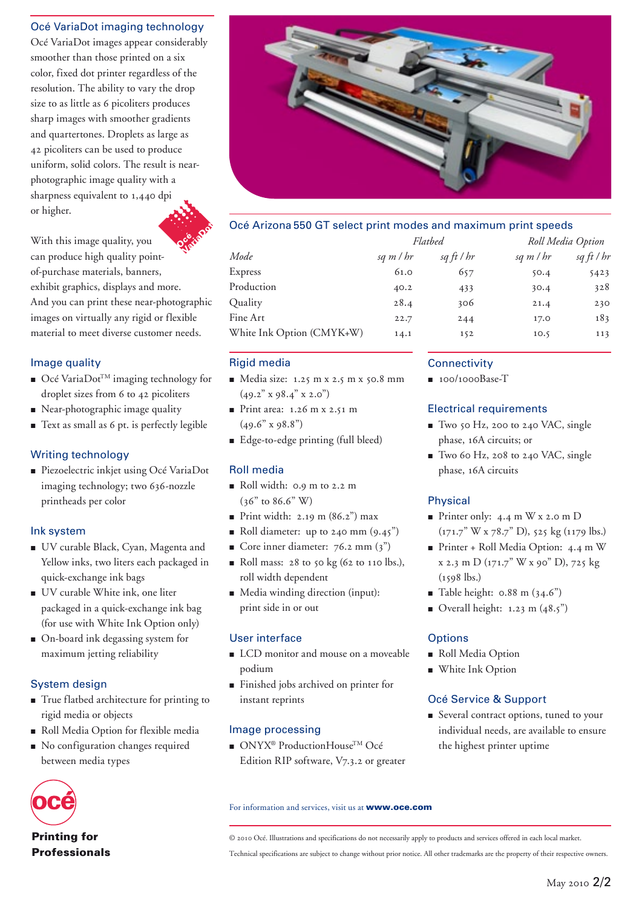## Océ VariaDot imaging technology

Océ VariaDot images appear considerably smoother than those printed on a six color, fixed dot printer regardless of the resolution. The ability to vary the drop size to as little as 6 picoliters produces sharp images with smoother gradients and quartertones. Droplets as large as 42 picoliters can be used to produce uniform, solid colors. The result is near-photographic image quality with a sharpness equivalent to 1,440 dpi or higher.

With this image quality, you can produce high quality point-of-purchase materials, banners, exhibit graphics, displays and more. And you can print these near-photographic images on virtually any rigid or flexible material to meet diverse customer needs.

## Océ Arizona 550 GT select print modes and maximum print speeds

| | *Flatbed* | | *Roll Media Option* | |
|---|---|---|---|---|
| *Mode* | *sq m / hr* | *sq ft / hr* | *sq m / hr* | *sq ft / hr* |
| Express | 61.0 | 657 | 50.4 | 5423 |
| Production | 40.2 | 433 | 30.4 | 328 |
| Quality | 28.4 | 306 | 21.4 | 230 |
| Fine Art | 22.7 | 244 | 17.0 | 183 |
| White Ink Option (CMYK+W) | 14.1 | 152 | 10.5 | 113 |

## Image quality

- Océ VariaDot™ imaging technology for droplet sizes from 6 to 42 picoliters
- Near-photographic image quality
- Text as small as 6 pt. is perfectly legible

## Writing technology

- Piezoelectric inkjet using Océ VariaDot imaging technology; two 636-nozzle printheads per color

## Ink system

- UV curable Black, Cyan, Magenta and Yellow inks, two liters each packaged in quick-exchange ink bags
- UV curable White ink, one liter packaged in a quick-exchange ink bag (for use with White Ink Option only)
- On-board ink degassing system for maximum jetting reliability

## System design

- True flatbed architecture for printing to rigid media or objects
- Roll Media Option for flexible media
- No configuration changes required between media types

## Rigid media

- Media size: 1.25 m x 2.5 m x 50.8 mm (49.2" x 98.4" x 2.0")
- Print area: 1.26 m x 2.51 m (49.6" x 98.8")
- Edge-to-edge printing (full bleed)

## Roll media

- Roll width: 0.9 m to 2.2 m (36" to 86.6" W)
- Print width: 2.19 m (86.2") max
- Roll diameter: up to 240 mm (9.45")
- Core inner diameter: 76.2 mm (3")
- Roll mass: 28 to 50 kg (62 to 110 lbs.), roll width dependent
- Media winding direction (input): print side in or out

## User interface

- LCD monitor and mouse on a moveable podium
- Finished jobs archived on printer for instant reprints

## Image processing

- ONYX® ProductionHouse™ Océ Edition RIP software, V7.3.2 or greater

## Connectivity

- 100/1000Base-T

## Electrical requirements

- Two 50 Hz, 200 to 240 VAC, single phase, 16A circuits; or
- Two 60 Hz, 208 to 240 VAC, single phase, 16A circuits

## Physical

- Printer only: 4.4 m W x 2.0 m D (171.7" W x 78.7" D), 525 kg (1179 lbs.)
- Printer + Roll Media Option: 4.4 m W x 2.3 m D (171.7" W x 90" D), 725 kg (1598 lbs.)
- Table height: 0.88 m (34.6")
- Overall height: 1.23 m (48.5")

## Options

- Roll Media Option
- White Ink Option

## Océ Service & Support

- Several contract options, tuned to your individual needs, are available to ensure the highest printer uptime

**Printing for Professionals**

For information and services, visit us at **www.oce.com**

© 2010 Océ. Illustrations and specifications do not necessarily apply to products and services offered in each local market.

Technical specifications are subject to change without prior notice. All other trademarks are the property of their respective owners.

May 2010